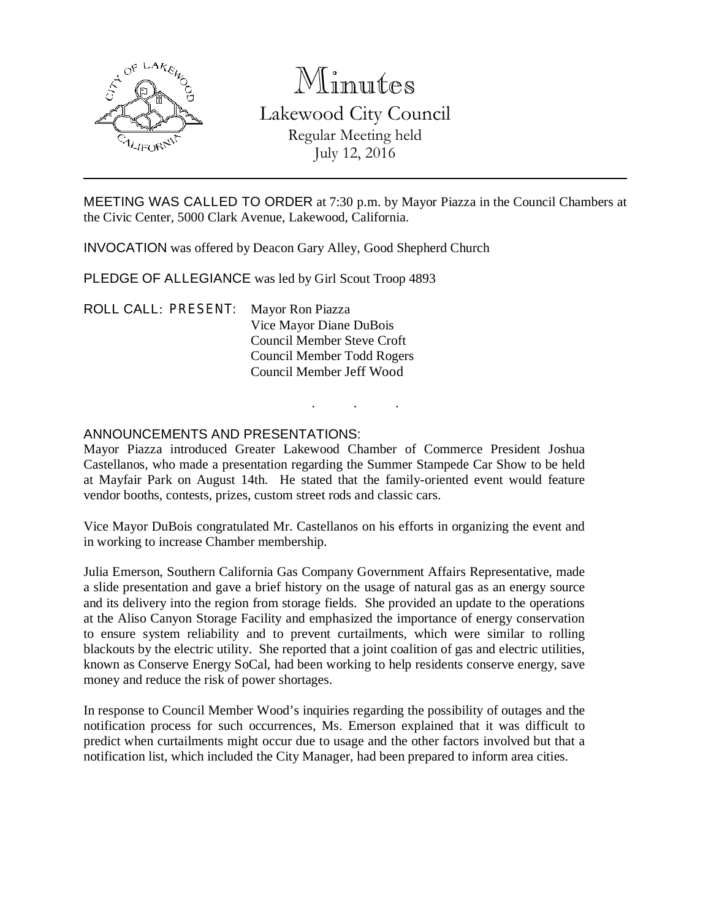# Minutes

## Lakewood City Council

Regular Meeting held
July 12, 2016

---

MEETING WAS CALLED TO ORDER at 7:30 p.m. by Mayor Piazza in the Council Chambers at the Civic Center, 5000 Clark Avenue, Lakewood, California.

INVOCATION was offered by Deacon Gary Alley, Good Shepherd Church

PLEDGE OF ALLEGIANCE was led by Girl Scout Troop 4893

ROLL CALL: PRESENT: Mayor Ron Piazza
Vice Mayor Diane DuBois
Council Member Steve Croft
Council Member Todd Rogers
Council Member Jeff Wood

. . .

ANNOUNCEMENTS AND PRESENTATIONS:

Mayor Piazza introduced Greater Lakewood Chamber of Commerce President Joshua Castellanos, who made a presentation regarding the Summer Stampede Car Show to be held at Mayfair Park on August 14th. He stated that the family-oriented event would feature vendor booths, contests, prizes, custom street rods and classic cars.

Vice Mayor DuBois congratulated Mr. Castellanos on his efforts in organizing the event and in working to increase Chamber membership.

Julia Emerson, Southern California Gas Company Government Affairs Representative, made a slide presentation and gave a brief history on the usage of natural gas as an energy source and its delivery into the region from storage fields. She provided an update to the operations at the Aliso Canyon Storage Facility and emphasized the importance of energy conservation to ensure system reliability and to prevent curtailments, which were similar to rolling blackouts by the electric utility. She reported that a joint coalition of gas and electric utilities, known as Conserve Energy SoCal, had been working to help residents conserve energy, save money and reduce the risk of power shortages.

In response to Council Member Wood's inquiries regarding the possibility of outages and the notification process for such occurrences, Ms. Emerson explained that it was difficult to predict when curtailments might occur due to usage and the other factors involved but that a notification list, which included the City Manager, had been prepared to inform area cities.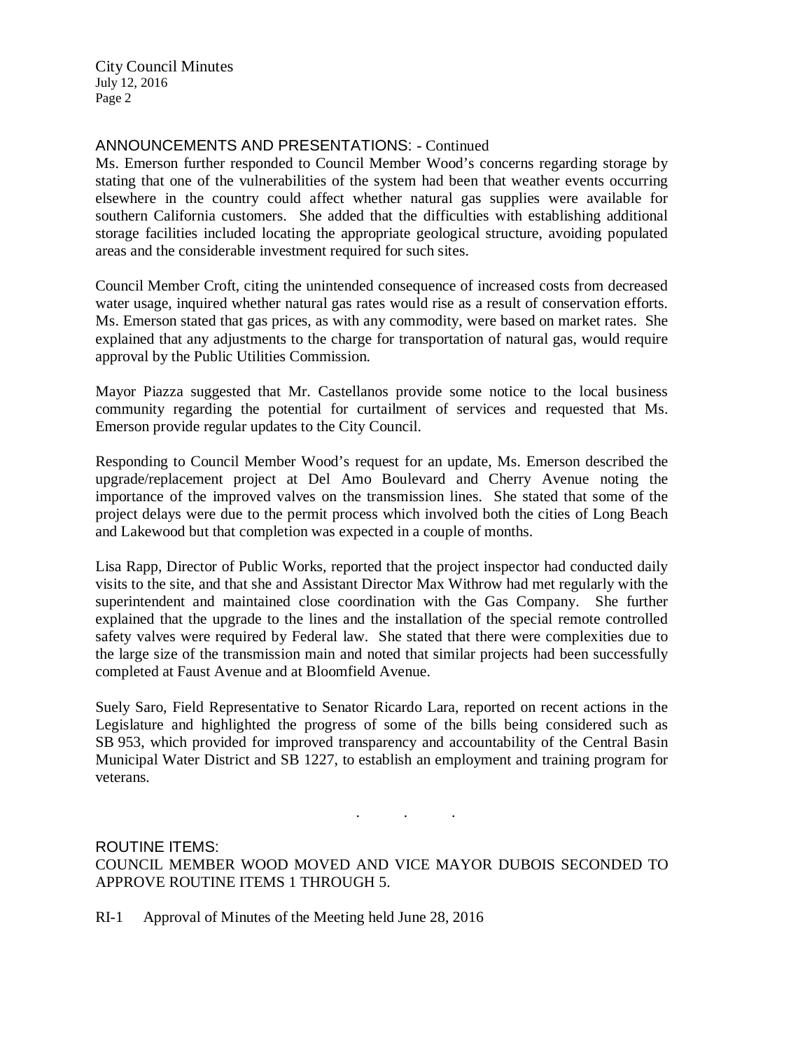ANNOUNCEMENTS AND PRESENTATIONS: - Continued

Ms. Emerson further responded to Council Member Wood's concerns regarding storage by stating that one of the vulnerabilities of the system had been that weather events occurring elsewhere in the country could affect whether natural gas supplies were available for southern California customers. She added that the difficulties with establishing additional storage facilities included locating the appropriate geological structure, avoiding populated areas and the considerable investment required for such sites.

Council Member Croft, citing the unintended consequence of increased costs from decreased water usage, inquired whether natural gas rates would rise as a result of conservation efforts. Ms. Emerson stated that gas prices, as with any commodity, were based on market rates. She explained that any adjustments to the charge for transportation of natural gas, would require approval by the Public Utilities Commission.

Mayor Piazza suggested that Mr. Castellanos provide some notice to the local business community regarding the potential for curtailment of services and requested that Ms. Emerson provide regular updates to the City Council.

Responding to Council Member Wood's request for an update, Ms. Emerson described the upgrade/replacement project at Del Amo Boulevard and Cherry Avenue noting the importance of the improved valves on the transmission lines. She stated that some of the project delays were due to the permit process which involved both the cities of Long Beach and Lakewood but that completion was expected in a couple of months.

Lisa Rapp, Director of Public Works, reported that the project inspector had conducted daily visits to the site, and that she and Assistant Director Max Withrow had met regularly with the superintendent and maintained close coordination with the Gas Company. She further explained that the upgrade to the lines and the installation of the special remote controlled safety valves were required by Federal law. She stated that there were complexities due to the large size of the transmission main and noted that similar projects had been successfully completed at Faust Avenue and at Bloomfield Avenue.

Suely Saro, Field Representative to Senator Ricardo Lara, reported on recent actions in the Legislature and highlighted the progress of some of the bills being considered such as SB 953, which provided for improved transparency and accountability of the Central Basin Municipal Water District and SB 1227, to establish an employment and training program for veterans.

. . .

ROUTINE ITEMS:

COUNCIL MEMBER WOOD MOVED AND VICE MAYOR DUBOIS SECONDED TO APPROVE ROUTINE ITEMS 1 THROUGH 5.

RI-1 Approval of Minutes of the Meeting held June 28, 2016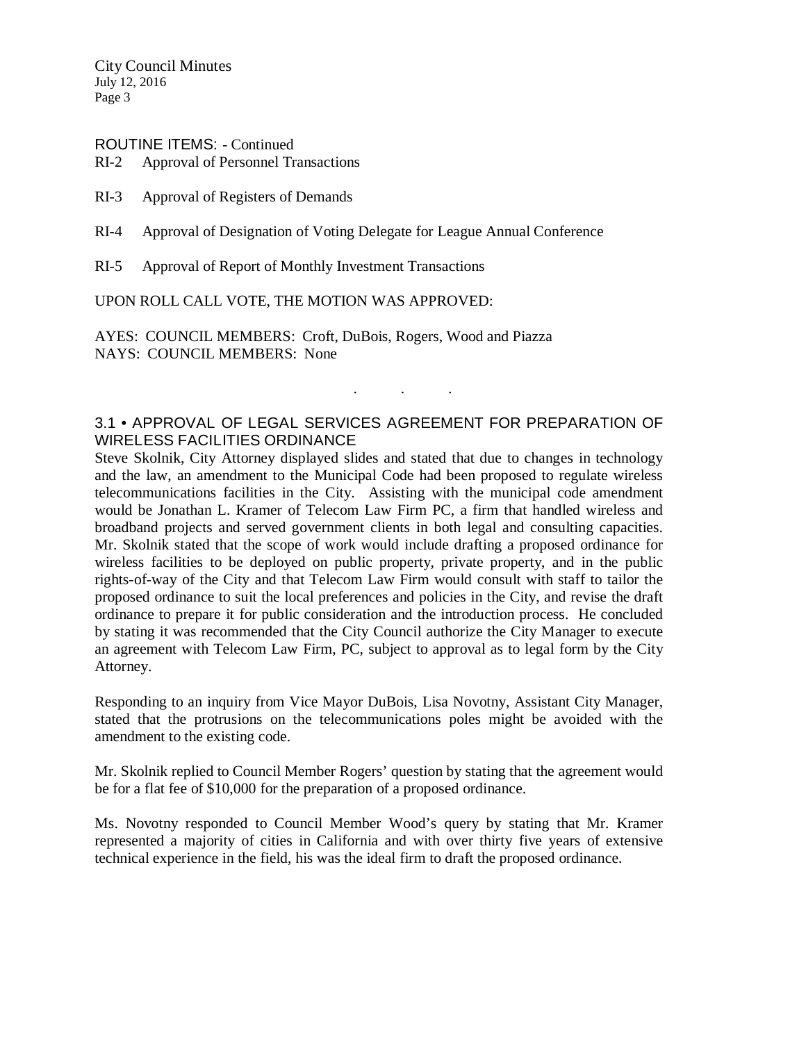ROUTINE ITEMS: - Continued

RI-2 Approval of Personnel Transactions

RI-3 Approval of Registers of Demands

RI-4 Approval of Designation of Voting Delegate for League Annual Conference

RI-5 Approval of Report of Monthly Investment Transactions

UPON ROLL CALL VOTE, THE MOTION WAS APPROVED:

AYES: COUNCIL MEMBERS: Croft, DuBois, Rogers, Wood and Piazza
NAYS: COUNCIL MEMBERS: None

. . .

## 3.1 • APPROVAL OF LEGAL SERVICES AGREEMENT FOR PREPARATION OF WIRELESS FACILITIES ORDINANCE

Steve Skolnik, City Attorney displayed slides and stated that due to changes in technology and the law, an amendment to the Municipal Code had been proposed to regulate wireless telecommunications facilities in the City. Assisting with the municipal code amendment would be Jonathan L. Kramer of Telecom Law Firm PC, a firm that handled wireless and broadband projects and served government clients in both legal and consulting capacities. Mr. Skolnik stated that the scope of work would include drafting a proposed ordinance for wireless facilities to be deployed on public property, private property, and in the public rights-of-way of the City and that Telecom Law Firm would consult with staff to tailor the proposed ordinance to suit the local preferences and policies in the City, and revise the draft ordinance to prepare it for public consideration and the introduction process. He concluded by stating it was recommended that the City Council authorize the City Manager to execute an agreement with Telecom Law Firm, PC, subject to approval as to legal form by the City Attorney.

Responding to an inquiry from Vice Mayor DuBois, Lisa Novotny, Assistant City Manager, stated that the protrusions on the telecommunications poles might be avoided with the amendment to the existing code.

Mr. Skolnik replied to Council Member Rogers' question by stating that the agreement would be for a flat fee of $10,000 for the preparation of a proposed ordinance.

Ms. Novotny responded to Council Member Wood's query by stating that Mr. Kramer represented a majority of cities in California and with over thirty five years of extensive technical experience in the field, his was the ideal firm to draft the proposed ordinance.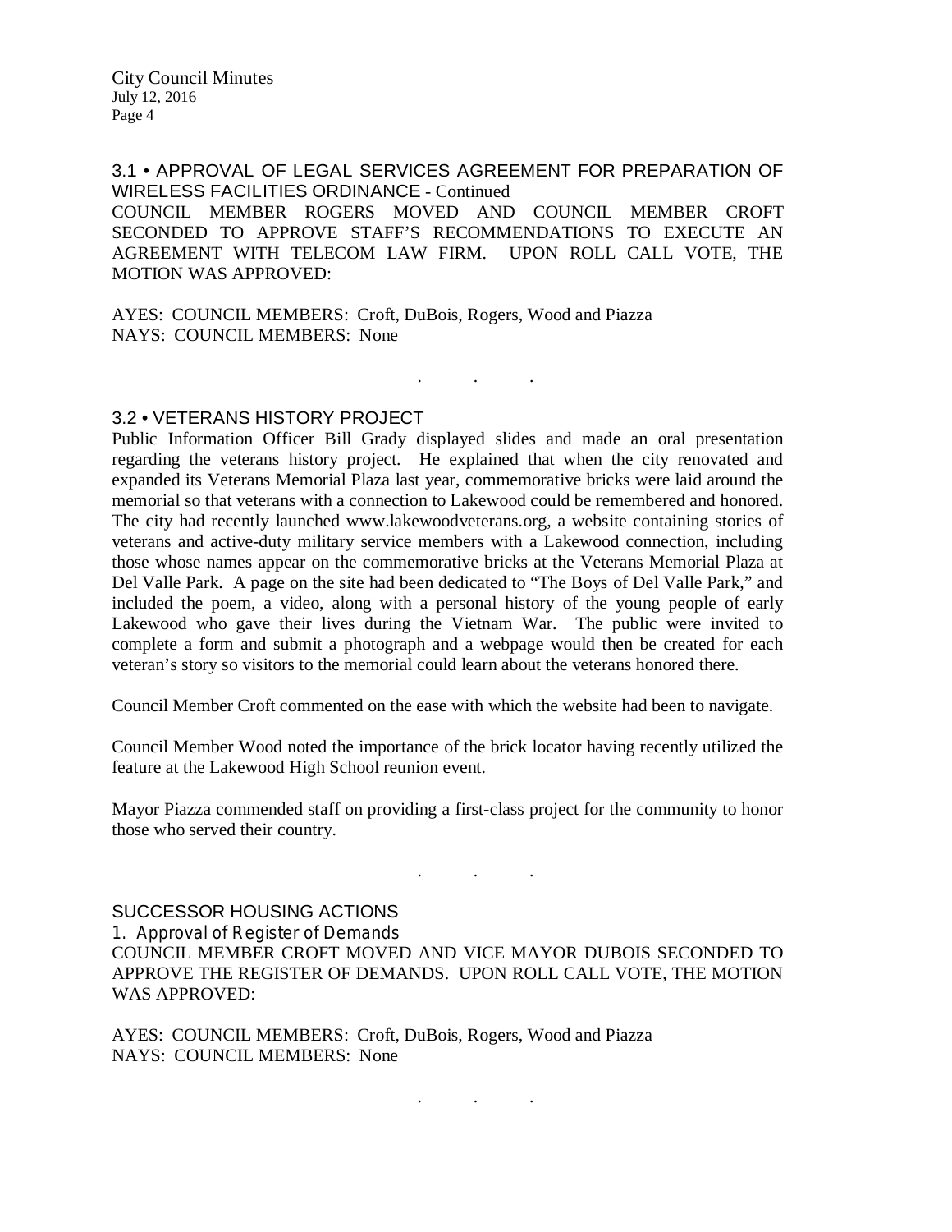3.1 • APPROVAL OF LEGAL SERVICES AGREEMENT FOR PREPARATION OF WIRELESS FACILITIES ORDINANCE - Continued

COUNCIL MEMBER ROGERS MOVED AND COUNCIL MEMBER CROFT SECONDED TO APPROVE STAFF'S RECOMMENDATIONS TO EXECUTE AN AGREEMENT WITH TELECOM LAW FIRM. UPON ROLL CALL VOTE, THE MOTION WAS APPROVED:

AYES: COUNCIL MEMBERS: Croft, DuBois, Rogers, Wood and Piazza
NAYS: COUNCIL MEMBERS: None

. . .

3.2 • VETERANS HISTORY PROJECT

Public Information Officer Bill Grady displayed slides and made an oral presentation regarding the veterans history project. He explained that when the city renovated and expanded its Veterans Memorial Plaza last year, commemorative bricks were laid around the memorial so that veterans with a connection to Lakewood could be remembered and honored. The city had recently launched www.lakewoodveterans.org, a website containing stories of veterans and active-duty military service members with a Lakewood connection, including those whose names appear on the commemorative bricks at the Veterans Memorial Plaza at Del Valle Park. A page on the site had been dedicated to "The Boys of Del Valle Park," and included the poem, a video, along with a personal history of the young people of early Lakewood who gave their lives during the Vietnam War. The public were invited to complete a form and submit a photograph and a webpage would then be created for each veteran's story so visitors to the memorial could learn about the veterans honored there.

Council Member Croft commented on the ease with which the website had been to navigate.

Council Member Wood noted the importance of the brick locator having recently utilized the feature at the Lakewood High School reunion event.

Mayor Piazza commended staff on providing a first-class project for the community to honor those who served their country.

. . .

SUCCESSOR HOUSING ACTIONS

1. Approval of Register of Demands

COUNCIL MEMBER CROFT MOVED AND VICE MAYOR DUBOIS SECONDED TO APPROVE THE REGISTER OF DEMANDS. UPON ROLL CALL VOTE, THE MOTION WAS APPROVED:

AYES: COUNCIL MEMBERS: Croft, DuBois, Rogers, Wood and Piazza
NAYS: COUNCIL MEMBERS: None

. . .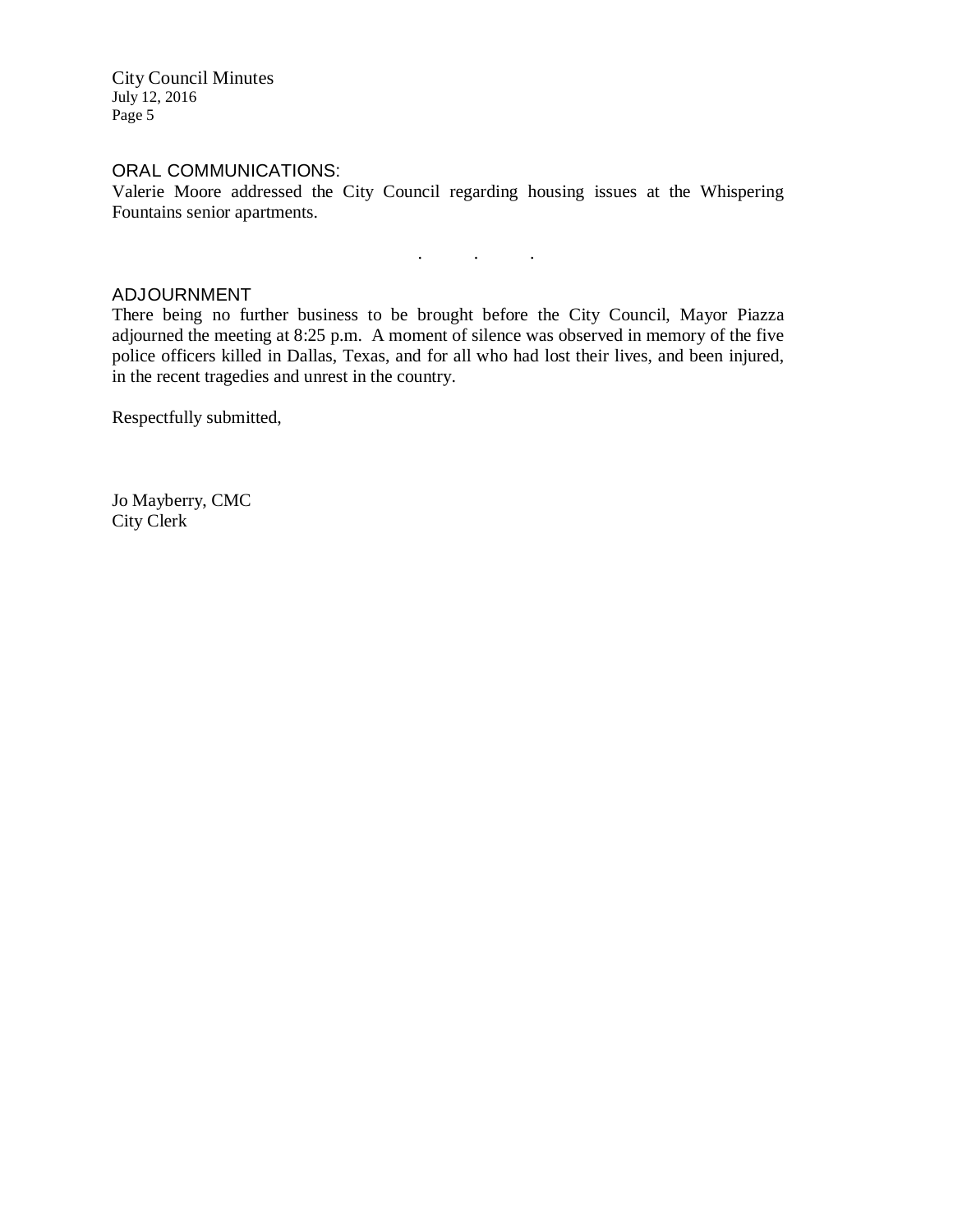## ORAL COMMUNICATIONS:

Valerie Moore addressed the City Council regarding housing issues at the Whispering Fountains senior apartments.

. . .

## ADJOURNMENT

There being no further business to be brought before the City Council, Mayor Piazza adjourned the meeting at 8:25 p.m. A moment of silence was observed in memory of the five police officers killed in Dallas, Texas, and for all who had lost their lives, and been injured, in the recent tragedies and unrest in the country.

Respectfully submitted,

Jo Mayberry, CMC
City Clerk